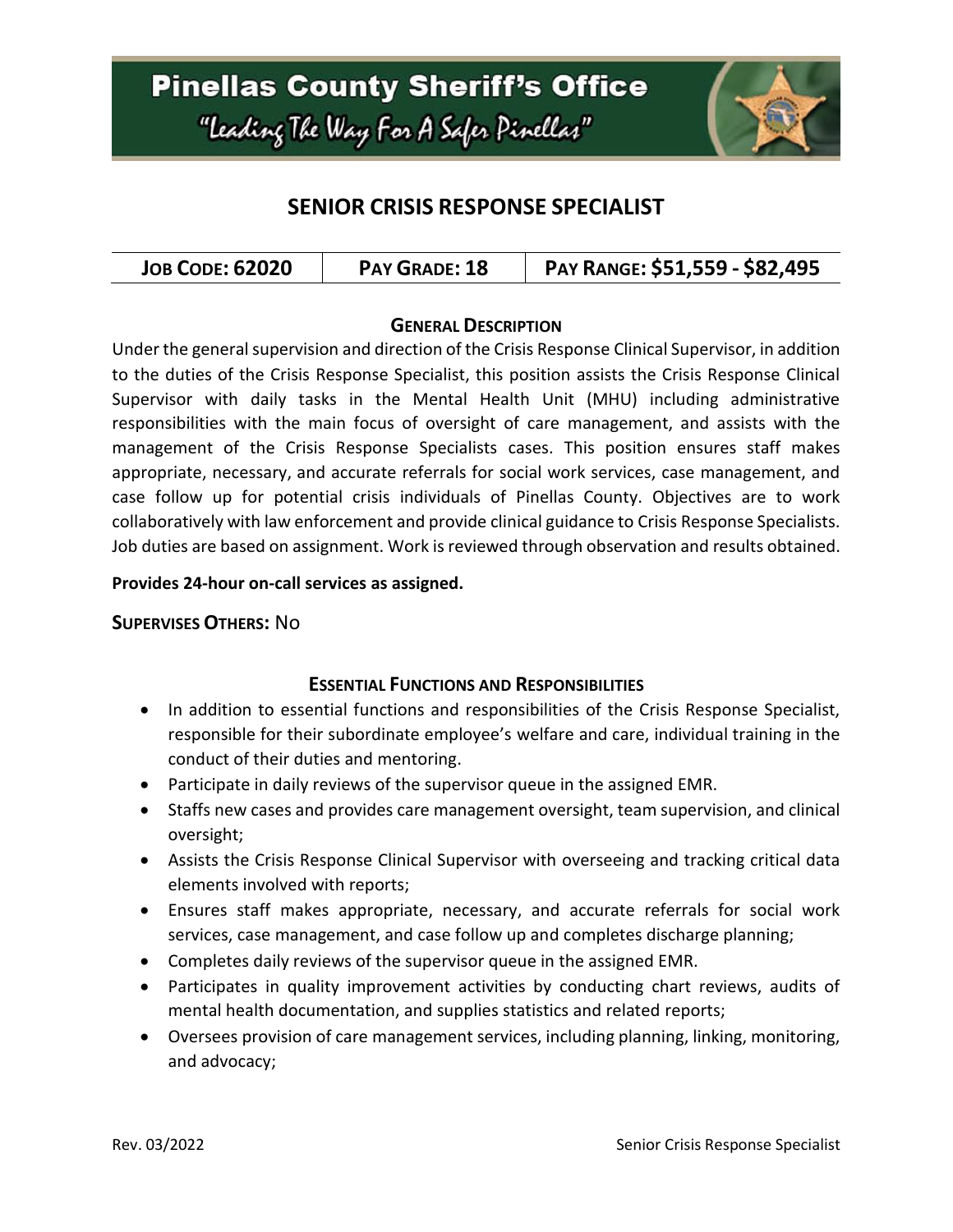# Pinellas County Sheriff's Office

"Leading The Way For A Safer Pinellas"

## SENIOR CRISIS RESPONSE SPECIALIST

| JOB CODE: 62020 | PAY GRADE: 18 | PAY RANGE: $51,559 - $82,495 |
| --- | --- | --- |

### GENERAL DESCRIPTION

Under the general supervision and direction of the Crisis Response Clinical Supervisor, in addition to the duties of the Crisis Response Specialist, this position assists the Crisis Response Clinical Supervisor with daily tasks in the Mental Health Unit (MHU) including administrative responsibilities with the main focus of oversight of care management, and assists with the management of the Crisis Response Specialists cases. This position ensures staff makes appropriate, necessary, and accurate referrals for social work services, case management, and case follow up for potential crisis individuals of Pinellas County. Objectives are to work collaboratively with law enforcement and provide clinical guidance to Crisis Response Specialists. Job duties are based on assignment. Work is reviewed through observation and results obtained.

**Provides 24-hour on-call services as assigned.**

**SUPERVISES OTHERS:** No

### ESSENTIAL FUNCTIONS AND RESPONSIBILITIES

- In addition to essential functions and responsibilities of the Crisis Response Specialist, responsible for their subordinate employee's welfare and care, individual training in the conduct of their duties and mentoring.
- Participate in daily reviews of the supervisor queue in the assigned EMR.
- Staffs new cases and provides care management oversight, team supervision, and clinical oversight;
- Assists the Crisis Response Clinical Supervisor with overseeing and tracking critical data elements involved with reports;
- Ensures staff makes appropriate, necessary, and accurate referrals for social work services, case management, and case follow up and completes discharge planning;
- Completes daily reviews of the supervisor queue in the assigned EMR.
- Participates in quality improvement activities by conducting chart reviews, audits of mental health documentation, and supplies statistics and related reports;
- Oversees provision of care management services, including planning, linking, monitoring, and advocacy;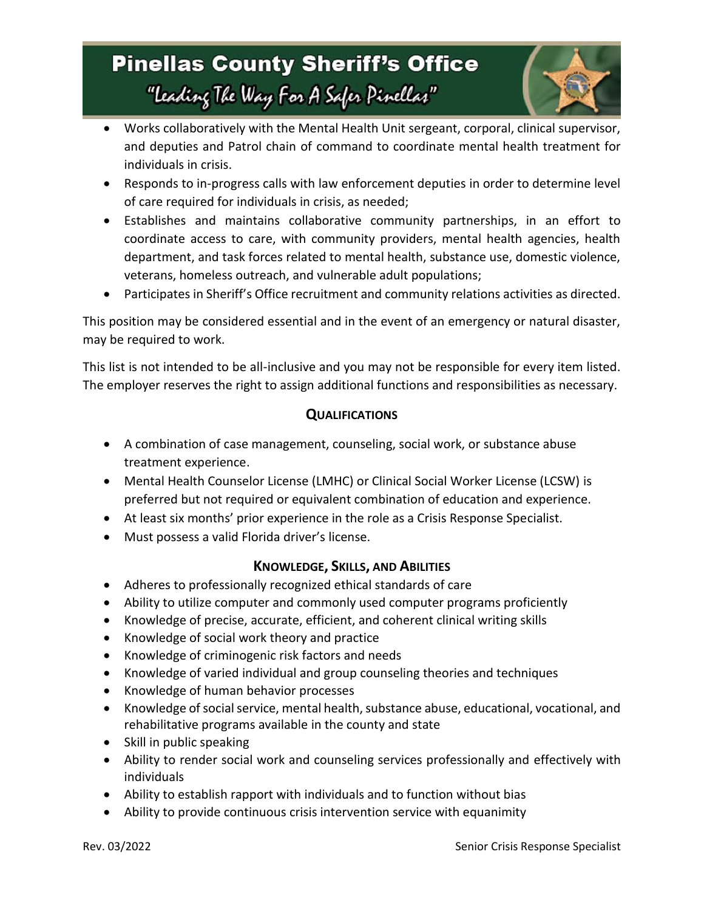- Works collaboratively with the Mental Health Unit sergeant, corporal, clinical supervisor, and deputies and Patrol chain of command to coordinate mental health treatment for individuals in crisis.
- Responds to in-progress calls with law enforcement deputies in order to determine level of care required for individuals in crisis, as needed;
- Establishes and maintains collaborative community partnerships, in an effort to coordinate access to care, with community providers, mental health agencies, health department, and task forces related to mental health, substance use, domestic violence, veterans, homeless outreach, and vulnerable adult populations;
- Participates in Sheriff's Office recruitment and community relations activities as directed.

This position may be considered essential and in the event of an emergency or natural disaster, may be required to work.

This list is not intended to be all-inclusive and you may not be responsible for every item listed. The employer reserves the right to assign additional functions and responsibilities as necessary.

## QUALIFICATIONS

- A combination of case management, counseling, social work, or substance abuse treatment experience.
- Mental Health Counselor License (LMHC) or Clinical Social Worker License (LCSW) is preferred but not required or equivalent combination of education and experience.
- At least six months' prior experience in the role as a Crisis Response Specialist.
- Must possess a valid Florida driver's license.

## KNOWLEDGE, SKILLS, AND ABILITIES

- Adheres to professionally recognized ethical standards of care
- Ability to utilize computer and commonly used computer programs proficiently
- Knowledge of precise, accurate, efficient, and coherent clinical writing skills
- Knowledge of social work theory and practice
- Knowledge of criminogenic risk factors and needs
- Knowledge of varied individual and group counseling theories and techniques
- Knowledge of human behavior processes
- Knowledge of social service, mental health, substance abuse, educational, vocational, and rehabilitative programs available in the county and state
- Skill in public speaking
- Ability to render social work and counseling services professionally and effectively with individuals
- Ability to establish rapport with individuals and to function without bias
- Ability to provide continuous crisis intervention service with equanimity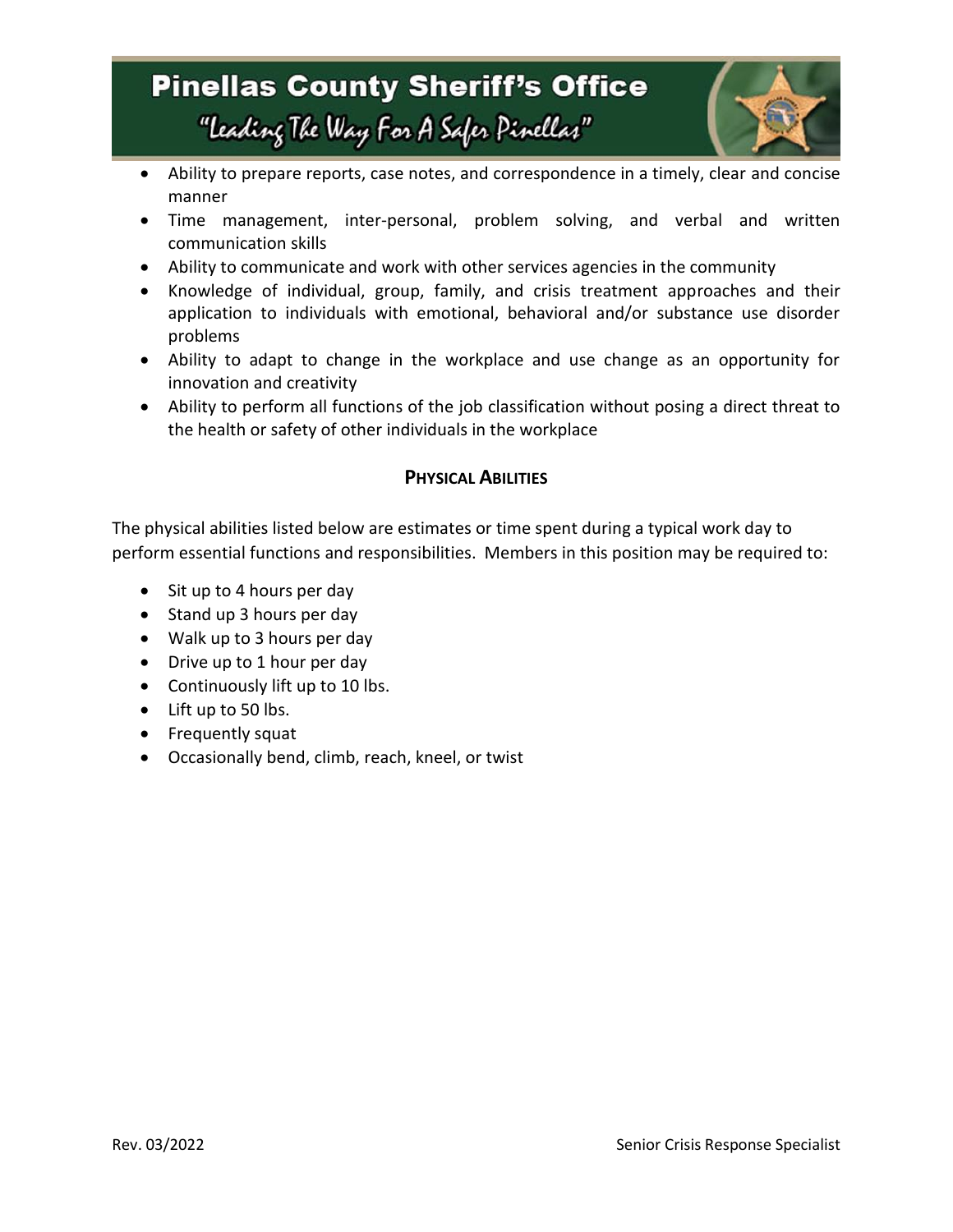- Ability to prepare reports, case notes, and correspondence in a timely, clear and concise manner
- Time management, inter-personal, problem solving, and verbal and written communication skills
- Ability to communicate and work with other services agencies in the community
- Knowledge of individual, group, family, and crisis treatment approaches and their application to individuals with emotional, behavioral and/or substance use disorder problems
- Ability to adapt to change in the workplace and use change as an opportunity for innovation and creativity
- Ability to perform all functions of the job classification without posing a direct threat to the health or safety of other individuals in the workplace

## PHYSICAL ABILITIES

The physical abilities listed below are estimates or time spent during a typical work day to perform essential functions and responsibilities. Members in this position may be required to:

- Sit up to 4 hours per day
- Stand up 3 hours per day
- Walk up to 3 hours per day
- Drive up to 1 hour per day
- Continuously lift up to 10 lbs.
- Lift up to 50 lbs.
- Frequently squat
- Occasionally bend, climb, reach, kneel, or twist